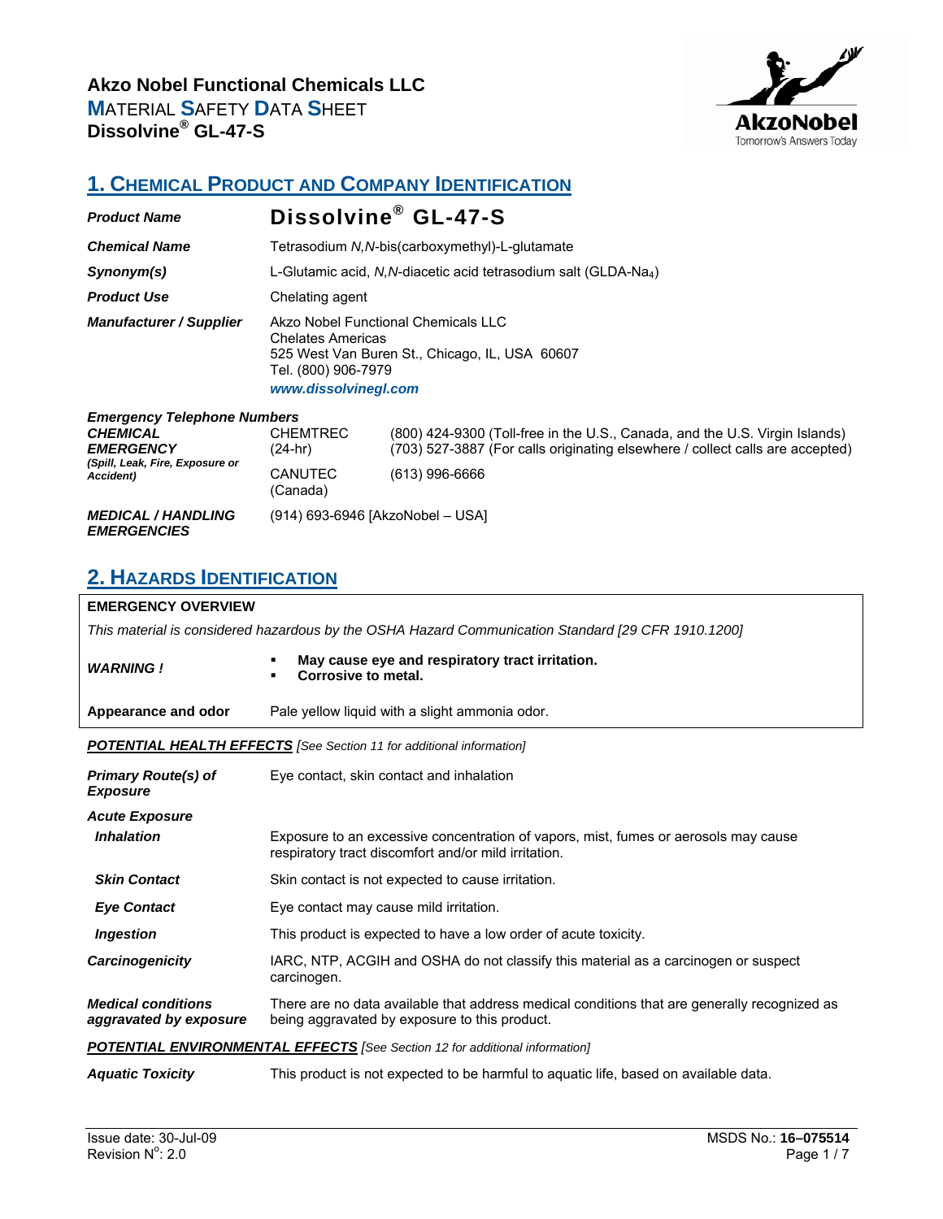**Akzo Nobel Functional Chemicals LLC**
**M**ATERIAL **S**AFETY **D**ATA **S**HEET
**Dissolvine® GL-47-S**

## 1. CHEMICAL PRODUCT AND COMPANY IDENTIFICATION

| | |
|---|---|
| ***Product Name*** | **Dissolvine® GL-47-S** |
| ***Chemical Name*** | Tetrasodium *N,N*-bis(carboxymethyl)-L-glutamate |
| ***Synonym(s)*** | L-Glutamic acid, *N,N*-diacetic acid tetrasodium salt (GLDA-$Na_4$) |
| ***Product Use*** | Chelating agent |
| ***Manufacturer / Supplier*** | Akzo Nobel Functional Chemicals LLC<br>Chelates Americas<br>525 West Van Buren St., Chicago, IL, USA 60607<br>Tel. (800) 906-7979<br>***www.dissolvinegl.com*** |

***Emergency Telephone Numbers***

| | | |
|---|---|---|
| ***CHEMICAL EMERGENCY*** ***(Spill, Leak, Fire, Exposure or Accident)*** | CHEMTREC (24-hr) | (800) 424-9300 (Toll-free in the U.S., Canada, and the U.S. Virgin Islands)<br>(703) 527-3887 (For calls originating elsewhere / collect calls are accepted) |
| | CANUTEC (Canada) | (613) 996-6666 |
| ***MEDICAL / HANDLING EMERGENCIES*** | (914) 693-6946 [AkzoNobel – USA] | |

## 2. HAZARDS IDENTIFICATION

**EMERGENCY OVERVIEW**

*This material is considered hazardous by the OSHA Hazard Communication Standard [29 CFR 1910.1200]*

***WARNING !***

- **May cause eye and respiratory tract irritation.**
- **Corrosive to metal.**

**Appearance and odor** — Pale yellow liquid with a slight ammonia odor.

***POTENTIAL HEALTH EFFECTS*** *[See Section 11 for additional information]*

| | |
|---|---|
| ***Primary Route(s) of Exposure*** | Eye contact, skin contact and inhalation |
| ***Acute Exposure*** | |
| ***Inhalation*** | Exposure to an excessive concentration of vapors, mist, fumes or aerosols may cause respiratory tract discomfort and/or mild irritation. |
| ***Skin Contact*** | Skin contact is not expected to cause irritation. |
| ***Eye Contact*** | Eye contact may cause mild irritation. |
| ***Ingestion*** | This product is expected to have a low order of acute toxicity. |
| ***Carcinogenicity*** | IARC, NTP, ACGIH and OSHA do not classify this material as a carcinogen or suspect carcinogen. |
| ***Medical conditions aggravated by exposure*** | There are no data available that address medical conditions that are generally recognized as being aggravated by exposure to this product. |

***POTENTIAL ENVIRONMENTAL EFFECTS*** *[See Section 12 for additional information]*

| | |
|---|---|
| ***Aquatic Toxicity*** | This product is not expected to be harmful to aquatic life, based on available data. |

Issue date: 30-Jul-09
Revision N°: 2.0
MSDS No.: **16–075514**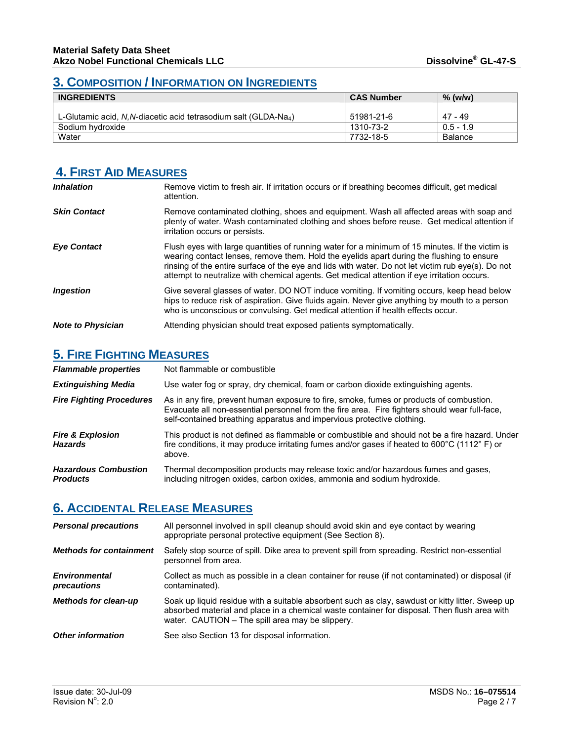## 3. Composition / Information on Ingredients

| INGREDIENTS | CAS Number | % (w/w) |
|---|---|---|
| L-Glutamic acid, *N,N*-diacetic acid tetrasodium salt (GLDA-$Na_4$) | 51981-21-6 | 47 - 49 |
| Sodium hydroxide | 1310-73-2 | 0.5 - 1.9 |
| Water | 7732-18-5 | Balance |

## 4. First Aid Measures

***Inhalation*** Remove victim to fresh air. If irritation occurs or if breathing becomes difficult, get medical attention.

***Skin Contact*** Remove contaminated clothing, shoes and equipment. Wash all affected areas with soap and plenty of water. Wash contaminated clothing and shoes before reuse. Get medical attention if irritation occurs or persists.

***Eye Contact*** Flush eyes with large quantities of running water for a minimum of 15 minutes. If the victim is wearing contact lenses, remove them. Hold the eyelids apart during the flushing to ensure rinsing of the entire surface of the eye and lids with water. Do not let victim rub eye(s). Do not attempt to neutralize with chemical agents. Get medical attention if eye irritation occurs.

***Ingestion*** Give several glasses of water. DO NOT induce vomiting. If vomiting occurs, keep head below hips to reduce risk of aspiration. Give fluids again. Never give anything by mouth to a person who is unconscious or convulsing. Get medical attention if health effects occur.

***Note to Physician*** Attending physician should treat exposed patients symptomatically.

## 5. Fire Fighting Measures

***Flammable properties*** Not flammable or combustible

***Extinguishing Media*** Use water fog or spray, dry chemical, foam or carbon dioxide extinguishing agents.

***Fire Fighting Procedures*** As in any fire, prevent human exposure to fire, smoke, fumes or products of combustion. Evacuate all non-essential personnel from the fire area. Fire fighters should wear full-face, self-contained breathing apparatus and impervious protective clothing.

***Fire & Explosion Hazards*** This product is not defined as flammable or combustible and should not be a fire hazard. Under fire conditions, it may produce irritating fumes and/or gases if heated to 600°C (1112° F) or above.

***Hazardous Combustion Products*** Thermal decomposition products may release toxic and/or hazardous fumes and gases, including nitrogen oxides, carbon oxides, ammonia and sodium hydroxide.

## 6. Accidental Release Measures

***Personal precautions*** All personnel involved in spill cleanup should avoid skin and eye contact by wearing appropriate personal protective equipment (See Section 8).

***Methods for containment*** Safely stop source of spill. Dike area to prevent spill from spreading. Restrict non-essential personnel from area.

***Environmental precautions*** Collect as much as possible in a clean container for reuse (if not contaminated) or disposal (if contaminated).

***Methods for clean-up*** Soak up liquid residue with a suitable absorbent such as clay, sawdust or kitty litter. Sweep up absorbed material and place in a chemical waste container for disposal. Then flush area with water. CAUTION – The spill area may be slippery.

***Other information*** See also Section 13 for disposal information.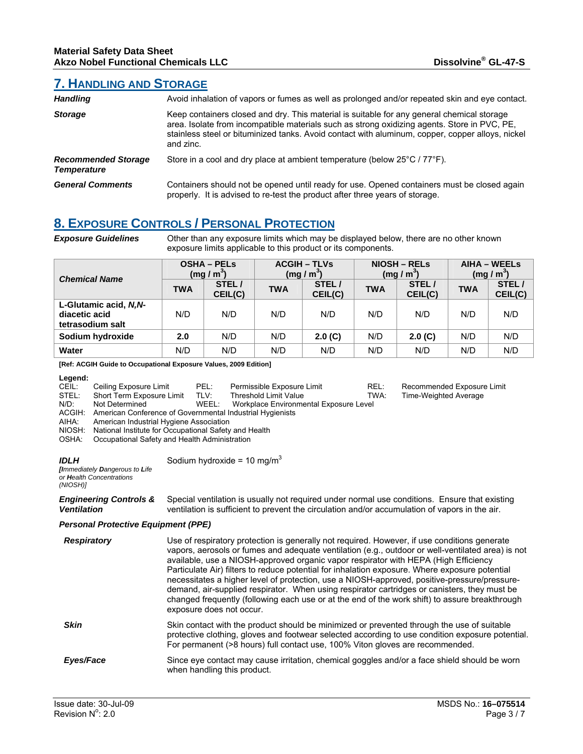## 7. HANDLING AND STORAGE

| | |
|---|---|
| ***Handling*** | Avoid inhalation of vapors or fumes as well as prolonged and/or repeated skin and eye contact. |
| ***Storage*** | Keep containers closed and dry. This material is suitable for any general chemical storage area. Isolate from incompatible materials such as strong oxidizing agents. Store in PVC, PE, stainless steel or bituminized tanks. Avoid contact with aluminum, copper, copper alloys, nickel and zinc. |
| ***Recommended Storage Temperature*** | Store in a cool and dry place at ambient temperature (below 25°C / 77°F). |
| ***General Comments*** | Containers should not be opened until ready for use. Opened containers must be closed again properly. It is advised to re-test the product after three years of storage. |

## 8. EXPOSURE CONTROLS / PERSONAL PROTECTION

***Exposure Guidelines*** Other than any exposure limits which may be displayed below, there are no other known exposure limits applicable to this product or its components.

| **Chemical Name** | **OSHA – PELs ($mg / m^3$)** | | **ACGIH – TLVs ($mg / m^3$)** | | **NIOSH – RELs ($mg / m^3$)** | | **AIHA – WEELs ($mg / m^3$)** | |
|---|---|---|---|---|---|---|---|---|
| | **TWA** | **STEL / CEIL(C)** | **TWA** | **STEL / CEIL(C)** | **TWA** | **STEL / CEIL(C)** | **TWA** | **STEL / CEIL(C)** |
| **L-Glutamic acid, *N,N*-diacetic acid tetrasodium salt** | N/D | N/D | N/D | N/D | N/D | N/D | N/D | N/D |
| **Sodium hydroxide** | **2.0** | N/D | N/D | **2.0 (C)** | N/D | **2.0 (C)** | N/D | N/D |
| **Water** | N/D | N/D | N/D | N/D | N/D | N/D | N/D | N/D |

**[Ref: ACGIH Guide to Occupational Exposure Values, 2009 Edition]**

**Legend:**
- CEIL: Ceiling Exposure Limit
- STEL: Short Term Exposure Limit
- N/D: Not Determined
- PEL: Permissible Exposure Limit
- TLV: Threshold Limit Value
- WEEL: Workplace Environmental Exposure Level
- REL: Recommended Exposure Limit
- TWA: Time-Weighted Average
- ACGIH: American Conference of Governmental Industrial Hygienists
- AIHA: American Industrial Hygiene Association
- NIOSH: National Institute for Occupational Safety and Health
- OSHA: Occupational Safety and Health Administration

***IDLH*** ***[Immediately Dangerous to Life or Health Concentrations (NIOSH)]*** Sodium hydroxide = 10 $mg/m^3$

***Engineering Controls & Ventilation*** Special ventilation is usually not required under normal use conditions. Ensure that existing ventilation is sufficient to prevent the circulation and/or accumulation of vapors in the air.

***Personal Protective Equipment (PPE)***

| | |
|---|---|
| ***Respiratory*** | Use of respiratory protection is generally not required. However, if use conditions generate vapors, aerosols or fumes and adequate ventilation (e.g., outdoor or well-ventilated area) is not available, use a NIOSH-approved organic vapor respirator with HEPA (High Efficiency Particulate Air) filters to reduce potential for inhalation exposure. Where exposure potential necessitates a higher level of protection, use a NIOSH-approved, positive-pressure/pressure-demand, air-supplied respirator. When using respirator cartridges or canisters, they must be changed frequently (following each use or at the end of the work shift) to assure breakthrough exposure does not occur. |
| ***Skin*** | Skin contact with the product should be minimized or prevented through the use of suitable protective clothing, gloves and footwear selected according to use condition exposure potential. For permanent (>8 hours) full contact use, 100% Viton gloves are recommended. |
| ***Eyes/Face*** | Since eye contact may cause irritation, chemical goggles and/or a face shield should be worn when handling this product. |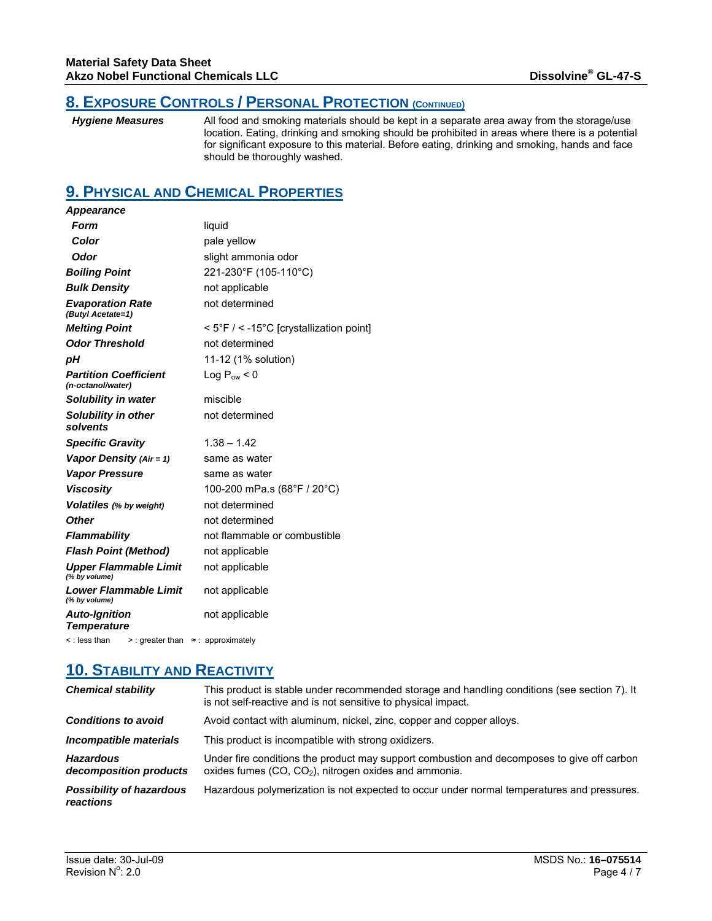## 8. Exposure Controls / Personal Protection (continued)

| | |
|---|---|
| ***Hygiene Measures*** | All food and smoking materials should be kept in a separate area away from the storage/use location. Eating, drinking and smoking should be prohibited in areas where there is a potential for significant exposure to this material. Before eating, drinking and smoking, hands and face should be thoroughly washed. |

## 9. Physical and Chemical Properties

| | |
|---|---|
| ***Appearance*** | |
| ***Form*** | liquid |
| ***Color*** | pale yellow |
| ***Odor*** | slight ammonia odor |
| ***Boiling Point*** | 221-230°F (105-110°C) |
| ***Bulk Density*** | not applicable |
| ***Evaporation Rate*** *(Butyl Acetate=1)* | not determined |
| ***Melting Point*** | < 5°F / < -15°C [crystallization point] |
| ***Odor Threshold*** | not determined |
| ***pH*** | 11-12 (1% solution) |
| ***Partition Coefficient*** *(n-octanol/water)* | Log $P_{ow}$ < 0 |
| ***Solubility in water*** | miscible |
| ***Solubility in other solvents*** | not determined |
| ***Specific Gravity*** | 1.38 – 1.42 |
| ***Vapor Density*** *(Air = 1)* | same as water |
| ***Vapor Pressure*** | same as water |
| ***Viscosity*** | 100-200 mPa.s (68°F / 20°C) |
| ***Volatiles*** *(% by weight)* | not determined |
| ***Other*** | not determined |
| ***Flammability*** | not flammable or combustible |
| ***Flash Point (Method)*** | not applicable |
| ***Upper Flammable Limit*** *(% by volume)* | not applicable |
| ***Lower Flammable Limit*** *(% by volume)* | not applicable |
| ***Auto-Ignition Temperature*** | not applicable |

< : less than > : greater than ≈ : approximately

## 10. Stability and Reactivity

| | |
|---|---|
| ***Chemical stability*** | This product is stable under recommended storage and handling conditions (see section 7). It is not self-reactive and is not sensitive to physical impact. |
| ***Conditions to avoid*** | Avoid contact with aluminum, nickel, zinc, copper and copper alloys. |
| ***Incompatible materials*** | This product is incompatible with strong oxidizers. |
| ***Hazardous decomposition products*** | Under fire conditions the product may support combustion and decomposes to give off carbon oxides fumes ($CO$, $CO_2$), nitrogen oxides and ammonia. |
| ***Possibility of hazardous reactions*** | Hazardous polymerization is not expected to occur under normal temperatures and pressures. |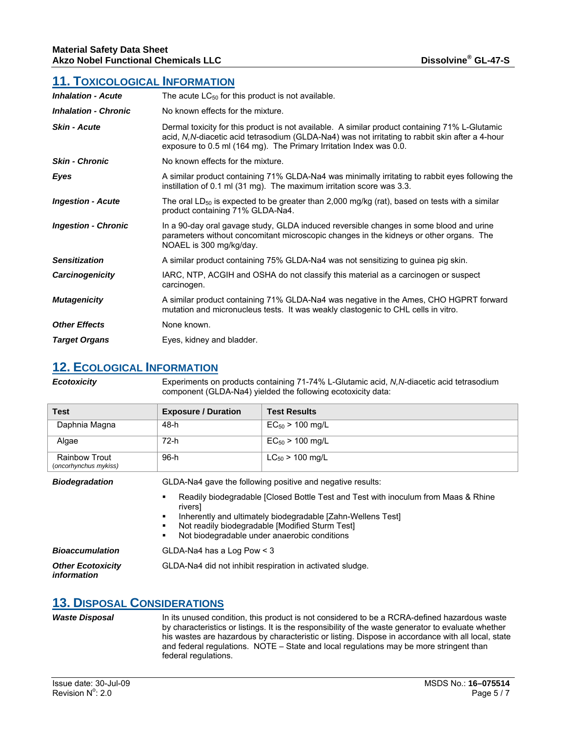## 11. Toxicological Information

| | |
|---|---|
| ***Inhalation - Acute*** | The acute $LC_{50}$ for this product is not available. |
| ***Inhalation - Chronic*** | No known effects for the mixture. |
| ***Skin - Acute*** | Dermal toxicity for this product is not available. A similar product containing 71% L-Glutamic acid, *N,N*-diacetic acid tetrasodium (GLDA-Na4) was not irritating to rabbit skin after a 4-hour exposure to 0.5 ml (164 mg). The Primary Irritation Index was 0.0. |
| ***Skin - Chronic*** | No known effects for the mixture. |
| ***Eyes*** | A similar product containing 71% GLDA-Na4 was minimally irritating to rabbit eyes following the instillation of 0.1 ml (31 mg). The maximum irritation score was 3.3. |
| ***Ingestion - Acute*** | The oral $LD_{50}$ is expected to be greater than 2,000 mg/kg (rat), based on tests with a similar product containing 71% GLDA-Na4. |
| ***Ingestion - Chronic*** | In a 90-day oral gavage study, GLDA induced reversible changes in some blood and urine parameters without concomitant microscopic changes in the kidneys or other organs. The NOAEL is 300 mg/kg/day. |
| ***Sensitization*** | A similar product containing 75% GLDA-Na4 was not sensitizing to guinea pig skin. |
| ***Carcinogenicity*** | IARC, NTP, ACGIH and OSHA do not classify this material as a carcinogen or suspect carcinogen. |
| ***Mutagenicity*** | A similar product containing 71% GLDA-Na4 was negative in the Ames, CHO HGPRT forward mutation and micronucleus tests. It was weakly clastogenic to CHL cells in vitro. |
| ***Other Effects*** | None known. |
| ***Target Organs*** | Eyes, kidney and bladder. |

## 12. Ecological Information

***Ecotoxicity***

Experiments on products containing 71-74% L-Glutamic acid, *N,N*-diacetic acid tetrasodium component (GLDA-Na4) yielded the following ecotoxicity data:

| Test | Exposure / Duration | Test Results |
|---|---|---|
| Daphnia Magna | 48-h | $EC_{50}$ > 100 mg/L |
| Algae | 72-h | $EC_{50}$ > 100 mg/L |
| Rainbow Trout (*oncorhynchus mykiss*) | 96-h | $LC_{50}$ > 100 mg/L |

***Biodegradation***

GLDA-Na4 gave the following positive and negative results:

- Readily biodegradable [Closed Bottle Test and Test with inoculum from Maas & Rhine rivers]
- Inherently and ultimately biodegradable [Zahn-Wellens Test]
- Not readily biodegradable [Modified Sturm Test]
- Not biodegradable under anaerobic conditions

***Bioaccumulation***

GLDA-Na4 has a Log Pow < 3

***Other Ecotoxicity information***

GLDA-Na4 did not inhibit respiration in activated sludge.

## 13. Disposal Considerations

***Waste Disposal***

In its unused condition, this product is not considered to be a RCRA-defined hazardous waste by characteristics or listings. It is the responsibility of the waste generator to evaluate whether his wastes are hazardous by characteristic or listing. Dispose in accordance with all local, state and federal regulations. NOTE – State and local regulations may be more stringent than federal regulations.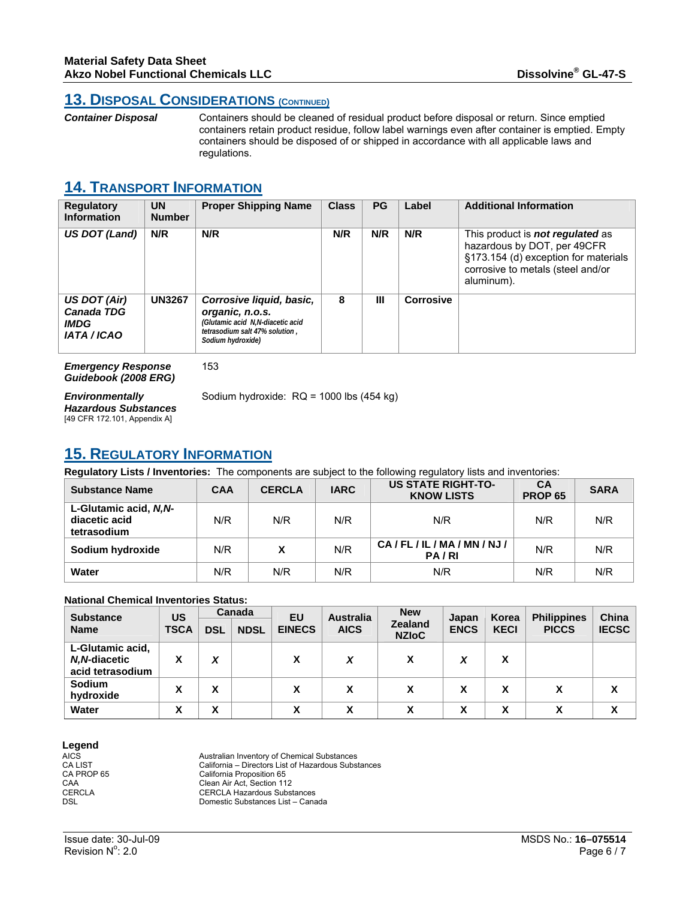## 13. DISPOSAL CONSIDERATIONS (CONTINUED)

***Container Disposal*** Containers should be cleaned of residual product before disposal or return. Since emptied containers retain product residue, follow label warnings even after container is emptied. Empty containers should be disposed of or shipped in accordance with all applicable laws and regulations.

## 14. TRANSPORT INFORMATION

| Regulatory Information | UN Number | Proper Shipping Name | Class | PG | Label | Additional Information |
|---|---|---|---|---|---|---|
| ***US DOT (Land)*** | **N/R** | **N/R** | **N/R** | **N/R** | **N/R** | This product is ***not regulated*** as hazardous by DOT, per 49CFR §173.154 (d) exception for materials corrosive to metals (steel and/or aluminum). |
| ***US DOT (Air)*** ***Canada TDG*** ***IMDG*** ***IATA / ICAO*** | **UN3267** | ***Corrosive liquid, basic, organic, n.o.s.*** ***(Glutamic acid N,N-diacetic acid tetrasodium salt 47% solution , Sodium hydroxide)*** | **8** | **III** | **Corrosive** | |

***Emergency Response Guidebook (2008 ERG)*** 153

***Environmentally Hazardous Substances*** [49 CFR 172.101, Appendix A] Sodium hydroxide: RQ = 1000 lbs (454 kg)

## 15. REGULATORY INFORMATION

**Regulatory Lists / Inventories:** The components are subject to the following regulatory lists and inventories:

| Substance Name | CAA | CERCLA | IARC | US STATE RIGHT-TO-KNOW LISTS | CA PROP 65 | SARA |
|---|---|---|---|---|---|---|
| **L-Glutamic acid, *N,N*-diacetic acid tetrasodium** | N/R | N/R | N/R | N/R | N/R | N/R |
| **Sodium hydroxide** | N/R | **X** | N/R | **CA / FL / IL / MA / MN / NJ / PA / RI** | N/R | N/R |
| **Water** | N/R | N/R | N/R | N/R | N/R | N/R |

**National Chemical Inventories Status:**

| Substance Name | US TSCA | Canada | | EU EINECS | Australia AICS | New Zealand NZIoC | Japan ENCS | Korea KECI | Philippines PICCS | China IECSC |
|---|---|---|---|---|---|---|---|---|---|---|
| | | DSL | NDSL | | | | | | | |
| **L-Glutamic acid, *N,N*-diacetic acid tetrasodium** | **X** | ***X*** | | **X** | ***X*** | **X** | ***X*** | **X** | | |
| **Sodium hydroxide** | **X** | **X** | | **X** | **X** | **X** | **X** | **X** | **X** | **X** |
| **Water** | **X** | **X** | | **X** | **X** | **X** | **X** | **X** | **X** | **X** |

**Legend**

AICS Australian Inventory of Chemical Substances
CA LIST California – Directors List of Hazardous Substances
CA PROP 65 California Proposition 65
CAA Clean Air Act, Section 112
CERCLA CERCLA Hazardous Substances
DSL Domestic Substances List – Canada

Issue date: 30-Jul-09
Revision N$^{o}$: 2.0
MSDS No.: **16–075514**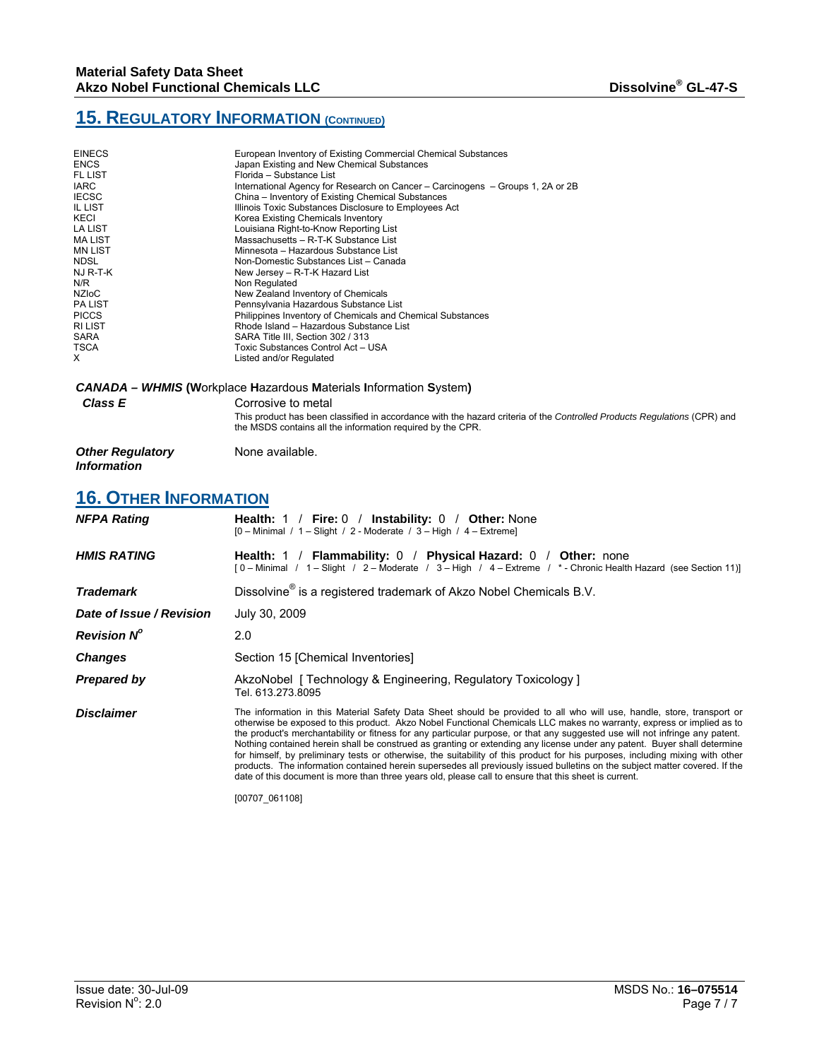## 15. REGULATORY INFORMATION (CONTINUED)

| | |
|---|---|
| EINECS | European Inventory of Existing Commercial Chemical Substances |
| ENCS | Japan Existing and New Chemical Substances |
| FL LIST | Florida – Substance List |
| IARC | International Agency for Research on Cancer – Carcinogens – Groups 1, 2A or 2B |
| IECSC | China – Inventory of Existing Chemical Substances |
| IL LIST | Illinois Toxic Substances Disclosure to Employees Act |
| KECI | Korea Existing Chemicals Inventory |
| LA LIST | Louisiana Right-to-Know Reporting List |
| MA LIST | Massachusetts – R-T-K Substance List |
| MN LIST | Minnesota – Hazardous Substance List |
| NDSL | Non-Domestic Substances List – Canada |
| NJ R-T-K | New Jersey – R-T-K Hazard List |
| N/R | Non Regulated |
| NZIoC | New Zealand Inventory of Chemicals |
| PA LIST | Pennsylvania Hazardous Substance List |
| PICCS | Philippines Inventory of Chemicals and Chemical Substances |
| RI LIST | Rhode Island – Hazardous Substance List |
| SARA | SARA Title III, Section 302 / 313 |
| TSCA | Toxic Substances Control Act – USA |
| X | Listed and/or Regulated |

***CANADA – WHMIS*** **(W**orkplace **H**azardous **M**aterials **I**nformation **S**ystem**)**

***Class E*** Corrosive to metal

This product has been classified in accordance with the hazard criteria of the *Controlled Products Regulations* (CPR) and the MSDS contains all the information required by the CPR.

***Other Regulatory Information*** None available.

## 16. OTHER INFORMATION

***NFPA Rating***
**Health:** 1 / **Fire:** 0 / **Instability:** 0 / **Other:** None
[0 – Minimal / 1 – Slight / 2 - Moderate / 3 – High / 4 – Extreme]

***HMIS RATING***
**Health:** 1 / **Flammability:** 0 / **Physical Hazard:** 0 / **Other:** none
[ 0 – Minimal / 1 – Slight / 2 – Moderate / 3 – High / 4 – Extreme / * - Chronic Health Hazard (see Section 11)]

***Trademark*** Dissolvine® is a registered trademark of Akzo Nobel Chemicals B.V.

***Date of Issue / Revision*** July 30, 2009

***Revision N°*** 2.0

***Changes*** Section 15 [Chemical Inventories]

***Prepared by*** AkzoNobel [ Technology & Engineering, Regulatory Toxicology ]
Tel. 613.273.8095

***Disclaimer*** The information in this Material Safety Data Sheet should be provided to all who will use, handle, store, transport or otherwise be exposed to this product. Akzo Nobel Functional Chemicals LLC makes no warranty, express or implied as to the product's merchantability or fitness for any particular purpose, or that any suggested use will not infringe any patent. Nothing contained herein shall be construed as granting or extending any license under any patent. Buyer shall determine for himself, by preliminary tests or otherwise, the suitability of this product for his purposes, including mixing with other products. The information contained herein supersedes all previously issued bulletins on the subject matter covered. If the date of this document is more than three years old, please call to ensure that this sheet is current.

[00707_061108]